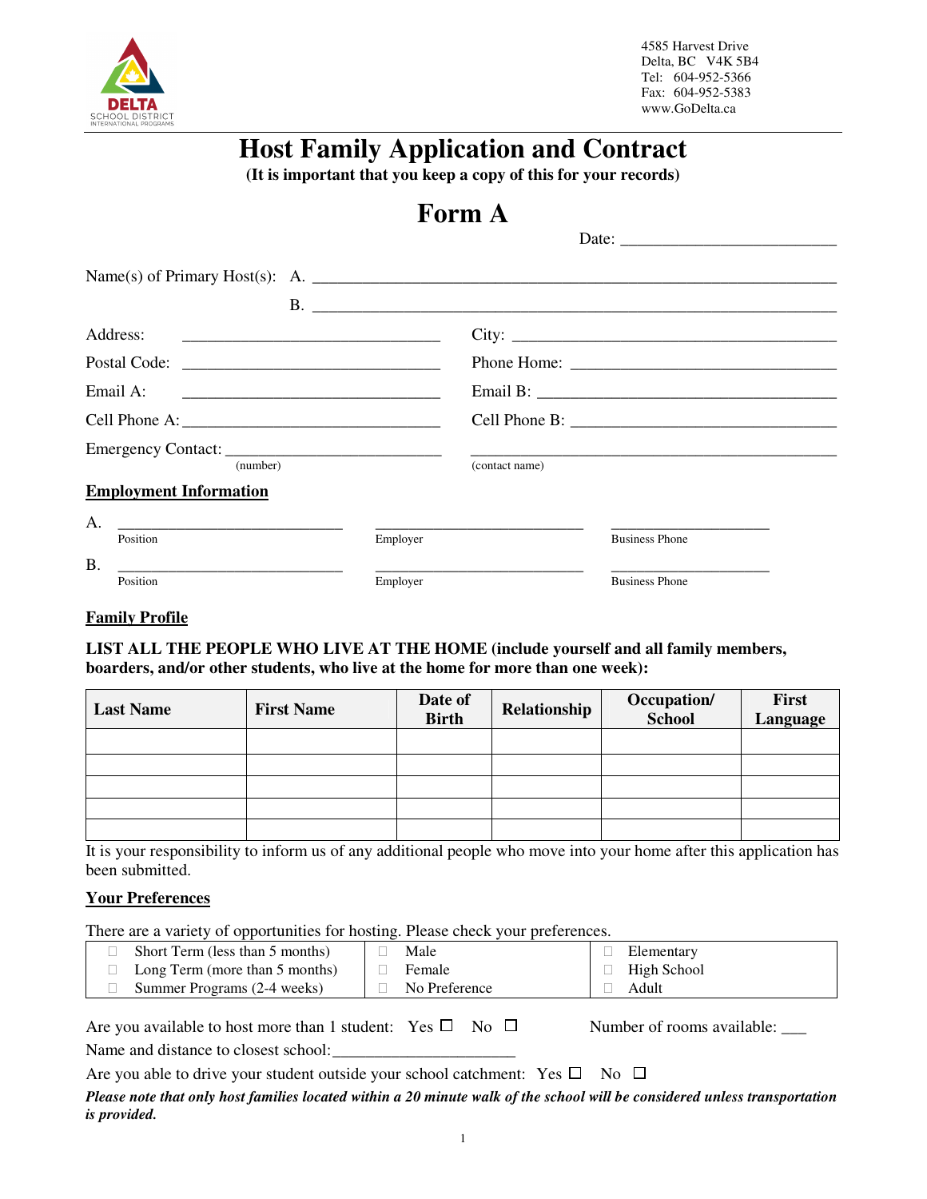DELTA SCHOOL DISTRICT INTERNATIONAL PROGRAMS

4585 Harvest Drive
Delta, BC V4K 5B4
Tel: 604-952-5366
Fax: 604-952-5383
www.GoDelta.ca

# Host Family Application and Contract

**(It is important that you keep a copy of this for your records)**

# Form A

Date: ___________________________

Name(s) of Primary Host(s): A. ________________________________________________________________

B. ________________________________________________________________

Address: ______________________________ City: ______________________________________

Postal Code: ______________________________ Phone Home: ______________________________

Email A: ______________________________ Email B: __________________________________

Cell Phone A: ______________________________ Cell Phone B: ______________________________

Emergency Contact: ________________________ (number) ________________________________ (contact name)

## Employment Information

A. ____________________________ Position ____________________________ Employer ____________________ Business Phone

B. ____________________________ Position ____________________________ Employer ____________________ Business Phone

## Family Profile

**LIST ALL THE PEOPLE WHO LIVE AT THE HOME (include yourself and all family members, boarders, and/or other students, who live at the home for more than one week):**

| Last Name | First Name | Date of Birth | Relationship | Occupation/ School | First Language |
|---|---|---|---|---|---|
| | | | | | |
| | | | | | |
| | | | | | |
| | | | | | |
| | | | | | |

It is your responsibility to inform us of any additional people who move into your home after this application has been submitted.

## Your Preferences

There are a variety of opportunities for hosting. Please check your preferences.

| | | |
|---|---|---|
| ☐ Short Term (less than 5 months) | ☐ Male | ☐ Elementary |
| ☐ Long Term (more than 5 months) | ☐ Female | ☐ High School |
| ☐ Summer Programs (2-4 weeks) | ☐ No Preference | ☐ Adult |

Are you available to host more than 1 student: Yes ☐ No ☐ Number of rooms available: ___

Name and distance to closest school: ______________________

Are you able to drive your student outside your school catchment: Yes ☐ No ☐

***Please note that only host families located within a 20 minute walk of the school will be considered unless transportation is provided.***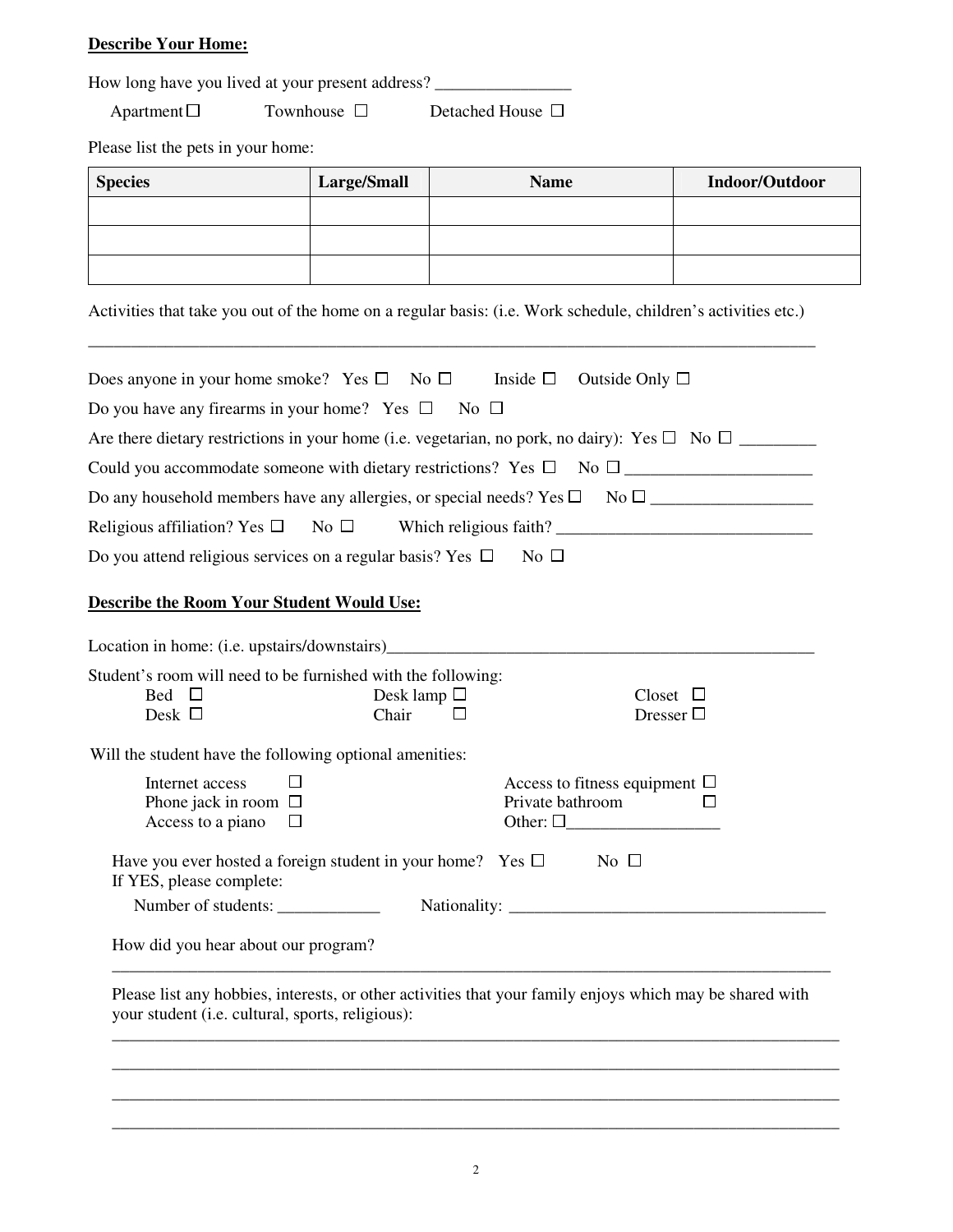**Describe Your Home:**

How long have you lived at your present address? ________________

Apartment ☐ Townhouse ☐ Detached House ☐

Please list the pets in your home:

| Species | Large/Small | Name | Indoor/Outdoor |
|---|---|---|---|
| | | | |
| | | | |
| | | | |

Activities that take you out of the home on a regular basis: (i.e. Work schedule, children's activities etc.)

________________________________________________________________________________________

Does anyone in your home smoke? Yes ☐ No ☐ Inside ☐ Outside Only ☐

Do you have any firearms in your home? Yes ☐ No ☐

Are there dietary restrictions in your home (i.e. vegetarian, no pork, no dairy): Yes ☐ No ☐ _________

Could you accommodate someone with dietary restrictions? Yes ☐ No ☐ ______________________

Do any household members have any allergies, or special needs? Yes ☐ No ☐ ___________________

Religious affiliation? Yes ☐ No ☐ Which religious faith? ______________________________

Do you attend religious services on a regular basis? Yes ☐ No ☐

**Describe the Room Your Student Would Use:**

Location in home: (i.e. upstairs/downstairs)_____________________________________________________

Student's room will need to be furnished with the following:

- Bed ☐
- Desk ☐
- Desk lamp ☐
- Chair ☐
- Closet ☐
- Dresser ☐

Will the student have the following optional amenities:

- Internet access ☐
- Phone jack in room ☐
- Access to a piano ☐
- Access to fitness equipment ☐
- Private bathroom ☐
- Other: ☐__________________

Have you ever hosted a foreign student in your home? Yes ☐ No ☐
If YES, please complete:

Number of students: ____________ Nationality: ______________________________________

How did you hear about our program?

________________________________________________________________________________________

Please list any hobbies, interests, or other activities that your family enjoys which may be shared with your student (i.e. cultural, sports, religious):

________________________________________________________________________________________

________________________________________________________________________________________

________________________________________________________________________________________

________________________________________________________________________________________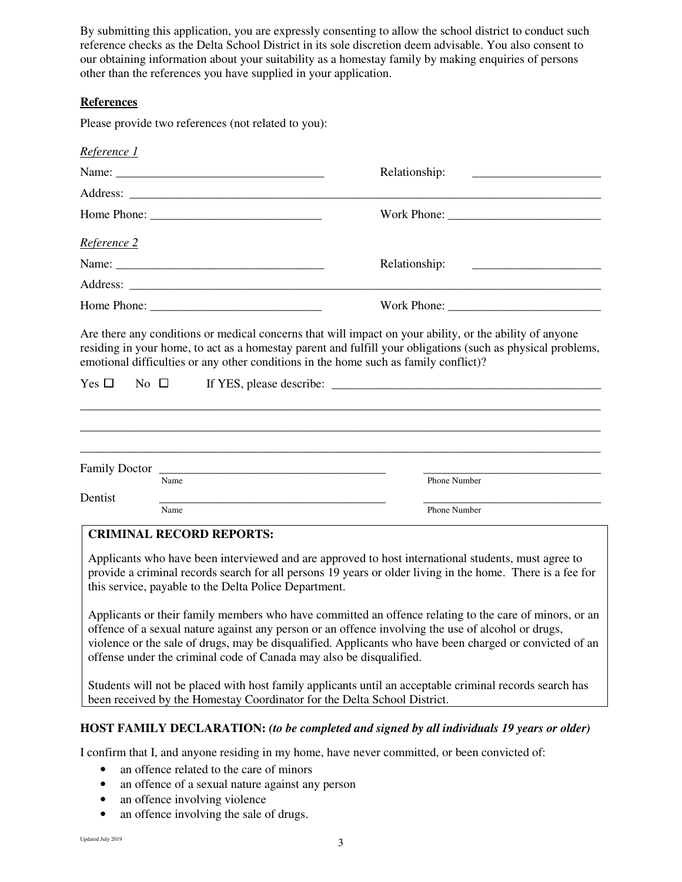By submitting this application, you are expressly consenting to allow the school district to conduct such reference checks as the Delta School District in its sole discretion deem advisable. You also consent to our obtaining information about your suitability as a homestay family by making enquiries of persons other than the references you have supplied in your application.

**References**

Please provide two references (not related to you):

*Reference 1*

Name: ________________________________ Relationship: ____________________

Address: ________________________________________________________________________

Home Phone: __________________________ Work Phone: ________________________

*Reference 2*

Name: ________________________________ Relationship: ____________________

Address: ________________________________________________________________________

Home Phone: __________________________ Work Phone: ________________________

Are there any conditions or medical concerns that will impact on your ability, or the ability of anyone residing in your home, to act as a homestay parent and fulfill your obligations (such as physical problems, emotional difficulties or any other conditions in the home such as family conflict)?

Yes ☐ No ☐ If YES, please describe: ____________________________________________

________________________________________________________________________________

________________________________________________________________________________

________________________________________________________________________________

Family Doctor ____________________________________ ______________________________
Name Phone Number

Dentist ____________________________________ ______________________________
Name Phone Number

**CRIMINAL RECORD REPORTS:**

Applicants who have been interviewed and are approved to host international students, must agree to provide a criminal records search for all persons 19 years or older living in the home. There is a fee for this service, payable to the Delta Police Department.

Applicants or their family members who have committed an offence relating to the care of minors, or an offence of a sexual nature against any person or an offence involving the use of alcohol or drugs, violence or the sale of drugs, may be disqualified. Applicants who have been charged or convicted of an offense under the criminal code of Canada may also be disqualified.

Students will not be placed with host family applicants until an acceptable criminal records search has been received by the Homestay Coordinator for the Delta School District.

**HOST FAMILY DECLARATION:** ***(to be completed and signed by all individuals 19 years or older)***

I confirm that I, and anyone residing in my home, have never committed, or been convicted of:

- an offence related to the care of minors
- an offence of a sexual nature against any person
- an offence involving violence
- an offence involving the sale of drugs.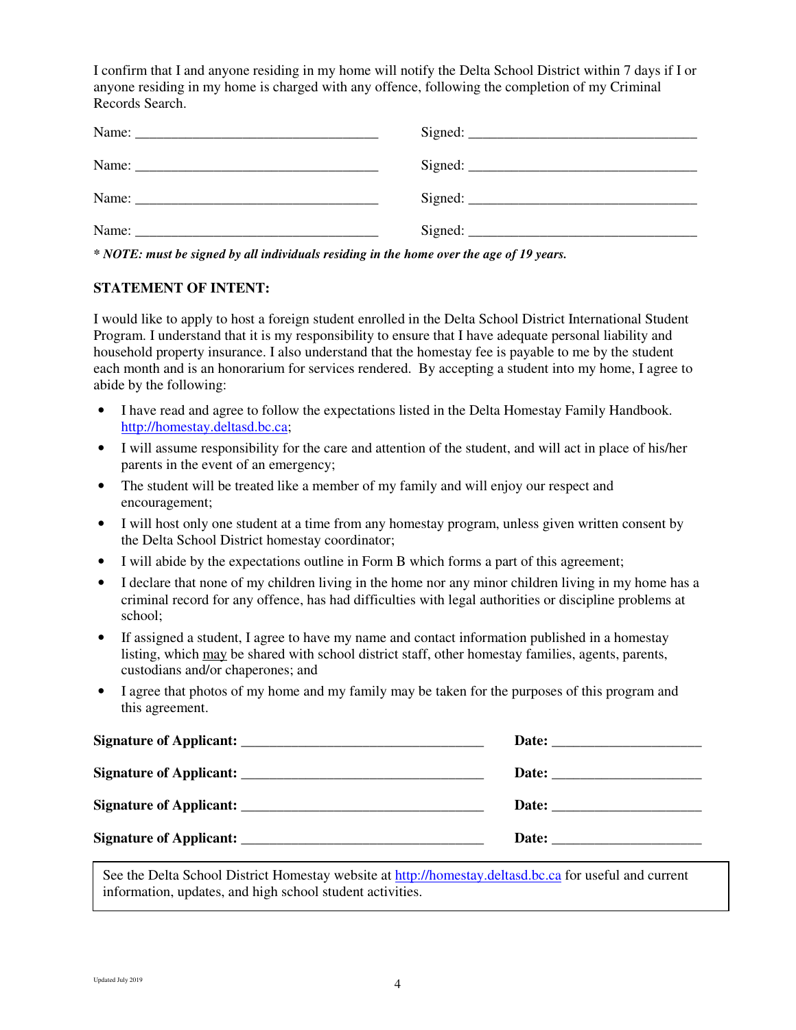I confirm that I and anyone residing in my home will notify the Delta School District within 7 days if I or anyone residing in my home is charged with any offence, following the completion of my Criminal Records Search.

Name: ___________________________________ Signed: _________________________________

Name: ___________________________________ Signed: _________________________________

Name: ___________________________________ Signed: _________________________________

Name: ___________________________________ Signed: _________________________________

*\* NOTE: must be signed by all individuals residing in the home over the age of 19 years.*

**STATEMENT OF INTENT:**

I would like to apply to host a foreign student enrolled in the Delta School District International Student Program. I understand that it is my responsibility to ensure that I have adequate personal liability and household property insurance. I also understand that the homestay fee is payable to me by the student each month and is an honorarium for services rendered. By accepting a student into my home, I agree to abide by the following:

- I have read and agree to follow the expectations listed in the Delta Homestay Family Handbook. http://homestay.deltasd.bc.ca;
- I will assume responsibility for the care and attention of the student, and will act in place of his/her parents in the event of an emergency;
- The student will be treated like a member of my family and will enjoy our respect and encouragement;
- I will host only one student at a time from any homestay program, unless given written consent by the Delta School District homestay coordinator;
- I will abide by the expectations outline in Form B which forms a part of this agreement;
- I declare that none of my children living in the home nor any minor children living in my home has a criminal record for any offence, has had difficulties with legal authorities or discipline problems at school;
- If assigned a student, I agree to have my name and contact information published in a homestay listing, which may be shared with school district staff, other homestay families, agents, parents, custodians and/or chaperones; and
- I agree that photos of my home and my family may be taken for the purposes of this program and this agreement.

**Signature of Applicant:** ___________________________________ **Date:** _____________________

**Signature of Applicant:** ___________________________________ **Date:** _____________________

**Signature of Applicant:** ___________________________________ **Date:** _____________________

**Signature of Applicant:** ___________________________________ **Date:** _____________________

See the Delta School District Homestay website at http://homestay.deltasd.bc.ca for useful and current information, updates, and high school student activities.

Updated July 2019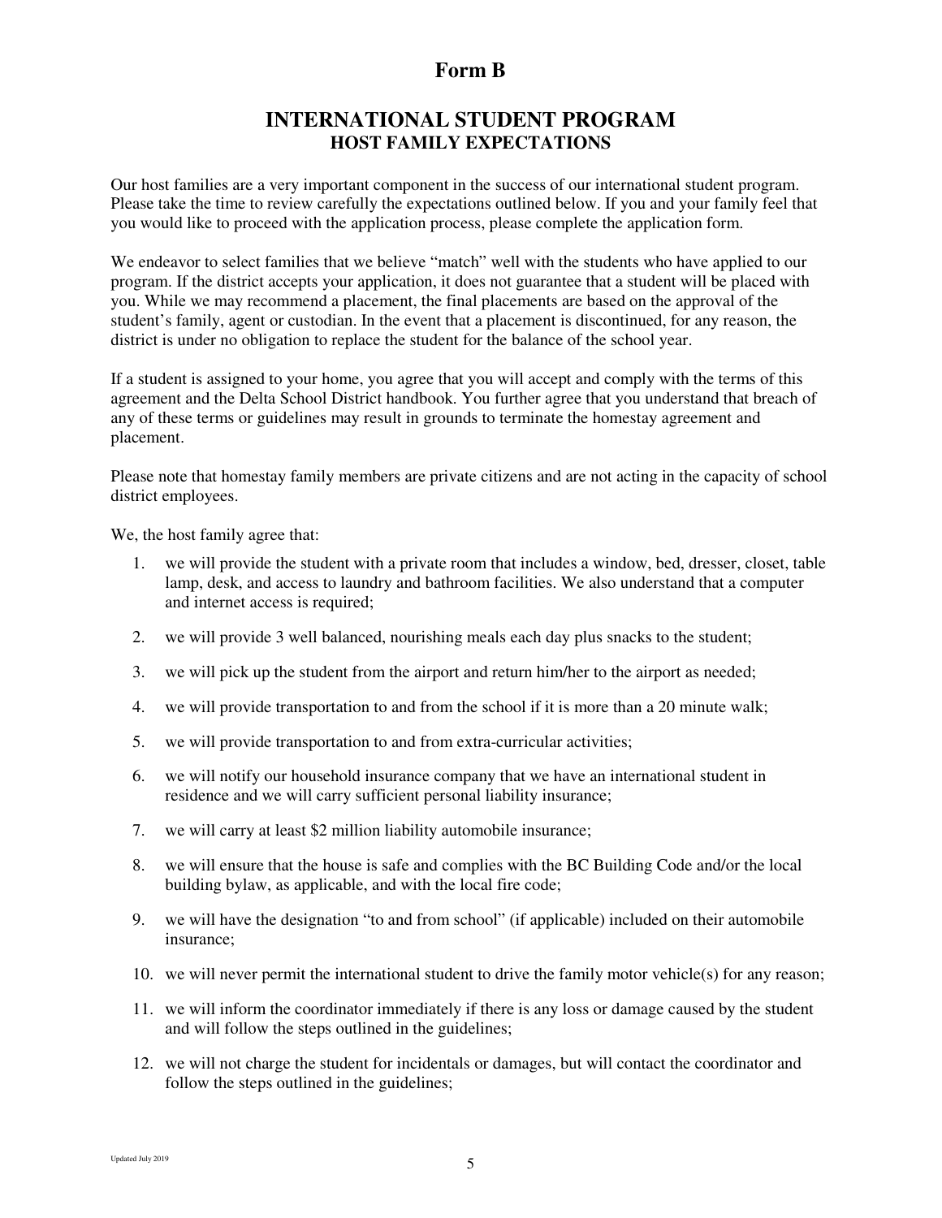# Form B

## INTERNATIONAL STUDENT PROGRAM
### HOST FAMILY EXPECTATIONS

Our host families are a very important component in the success of our international student program. Please take the time to review carefully the expectations outlined below. If you and your family feel that you would like to proceed with the application process, please complete the application form.

We endeavor to select families that we believe "match" well with the students who have applied to our program. If the district accepts your application, it does not guarantee that a student will be placed with you. While we may recommend a placement, the final placements are based on the approval of the student's family, agent or custodian. In the event that a placement is discontinued, for any reason, the district is under no obligation to replace the student for the balance of the school year.

If a student is assigned to your home, you agree that you will accept and comply with the terms of this agreement and the Delta School District handbook. You further agree that you understand that breach of any of these terms or guidelines may result in grounds to terminate the homestay agreement and placement.

Please note that homestay family members are private citizens and are not acting in the capacity of school district employees.

We, the host family agree that:

1. we will provide the student with a private room that includes a window, bed, dresser, closet, table lamp, desk, and access to laundry and bathroom facilities. We also understand that a computer and internet access is required;
2. we will provide 3 well balanced, nourishing meals each day plus snacks to the student;
3. we will pick up the student from the airport and return him/her to the airport as needed;
4. we will provide transportation to and from the school if it is more than a 20 minute walk;
5. we will provide transportation to and from extra-curricular activities;
6. we will notify our household insurance company that we have an international student in residence and we will carry sufficient personal liability insurance;
7. we will carry at least $2 million liability automobile insurance;
8. we will ensure that the house is safe and complies with the BC Building Code and/or the local building bylaw, as applicable, and with the local fire code;
9. we will have the designation "to and from school" (if applicable) included on their automobile insurance;
10. we will never permit the international student to drive the family motor vehicle(s) for any reason;
11. we will inform the coordinator immediately if there is any loss or damage caused by the student and will follow the steps outlined in the guidelines;
12. we will not charge the student for incidentals or damages, but will contact the coordinator and follow the steps outlined in the guidelines;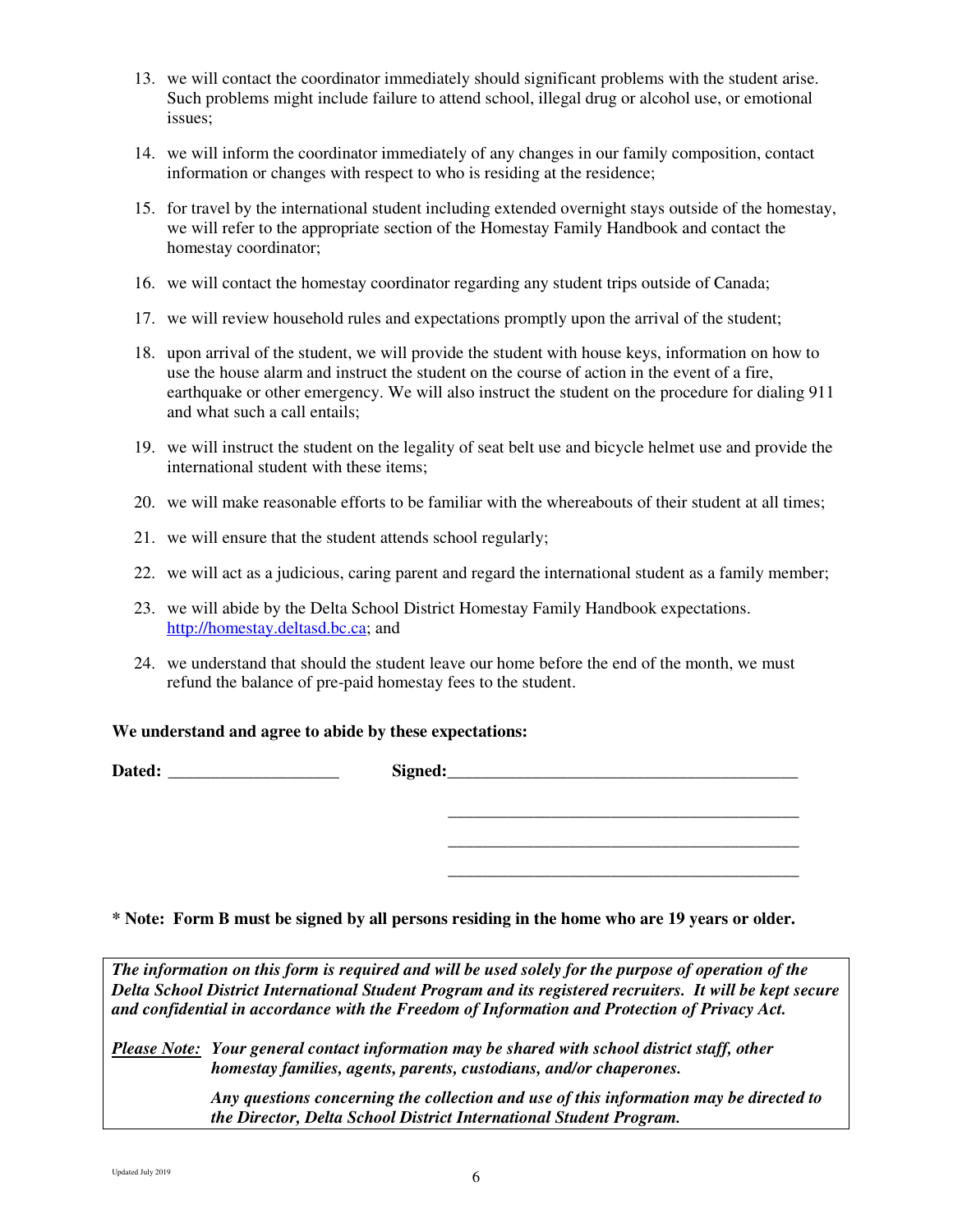13. we will contact the coordinator immediately should significant problems with the student arise. Such problems might include failure to attend school, illegal drug or alcohol use, or emotional issues;

14. we will inform the coordinator immediately of any changes in our family composition, contact information or changes with respect to who is residing at the residence;

15. for travel by the international student including extended overnight stays outside of the homestay, we will refer to the appropriate section of the Homestay Family Handbook and contact the homestay coordinator;

16. we will contact the homestay coordinator regarding any student trips outside of Canada;

17. we will review household rules and expectations promptly upon the arrival of the student;

18. upon arrival of the student, we will provide the student with house keys, information on how to use the house alarm and instruct the student on the course of action in the event of a fire, earthquake or other emergency. We will also instruct the student on the procedure for dialing 911 and what such a call entails;

19. we will instruct the student on the legality of seat belt use and bicycle helmet use and provide the international student with these items;

20. we will make reasonable efforts to be familiar with the whereabouts of their student at all times;

21. we will ensure that the student attends school regularly;

22. we will act as a judicious, caring parent and regard the international student as a family member;

23. we will abide by the Delta School District Homestay Family Handbook expectations. [http://homestay.deltasd.bc.ca](http://homestay.deltasd.bc.ca); and

24. we understand that should the student leave our home before the end of the month, we must refund the balance of pre-paid homestay fees to the student.

**We understand and agree to abide by these expectations:**

**Dated:** ____________________ **Signed:** ________________________________________

________________________________________

________________________________________

________________________________________

**\* Note: Form B must be signed by all persons residing in the home who are 19 years or older.**

***The information on this form is required and will be used solely for the purpose of operation of the Delta School District International Student Program and its registered recruiters. It will be kept secure and confidential in accordance with the Freedom of Information and Protection of Privacy Act.***

***Please Note:*** ***Your general contact information may be shared with school district staff, other homestay families, agents, parents, custodians, and/or chaperones.***

***Any questions concerning the collection and use of this information may be directed to the Director, Delta School District International Student Program.***

Updated July 2019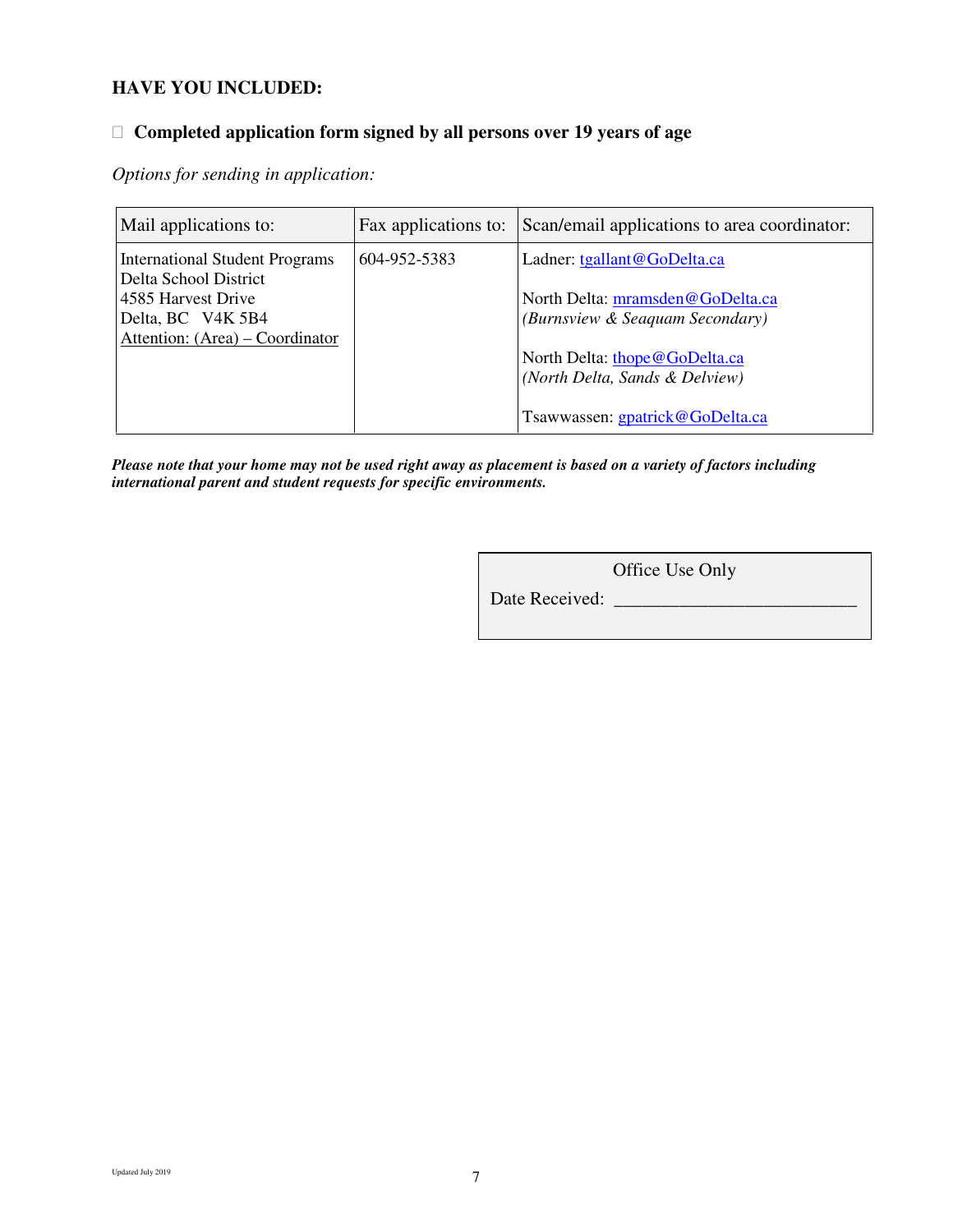**HAVE YOU INCLUDED:**

- ☐ **Completed application form signed by all persons over 19 years of age**

*Options for sending in application:*

| Mail applications to: | Fax applications to: | Scan/email applications to area coordinator: |
| --- | --- | --- |
| International Student Programs<br>Delta School District<br>4585 Harvest Drive<br>Delta, BC V4K 5B4<br>Attention: (Area) – Coordinator | 604-952-5383 | Ladner: tgallant@GoDelta.ca<br><br>North Delta: mramsden@GoDelta.ca<br>*(Burnsview & Seaquam Secondary)*<br><br>North Delta: thope@GoDelta.ca<br>*(North Delta, Sands & Delview)*<br><br>Tsawwassen: gpatrick@GoDelta.ca |

***Please note that your home may not be used right away as placement is based on a variety of factors including international parent and student requests for specific environments.***

Office Use Only

Date Received: ___________________________

Updated July 2019